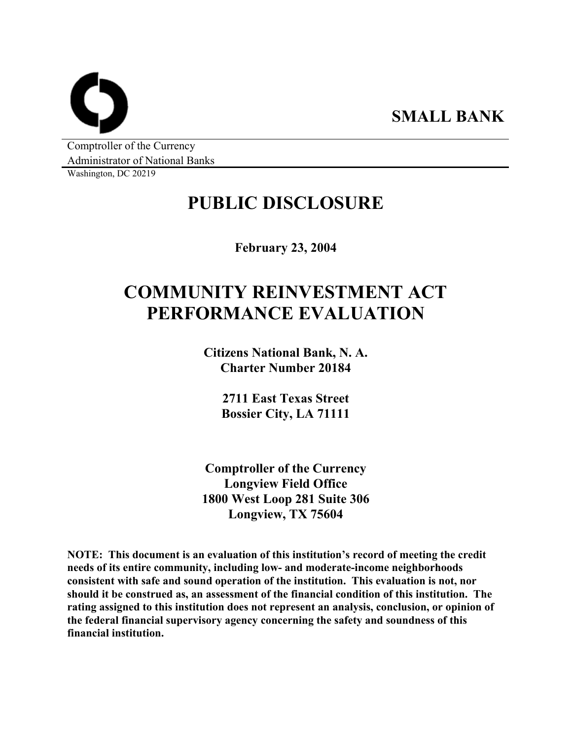**SMALL BANK**

Comptroller of the Currency
Administrator of National Banks
Washington, DC 20219

# PUBLIC DISCLOSURE

**February 23, 2004**

# COMMUNITY REINVESTMENT ACT PERFORMANCE EVALUATION

**Citizens National Bank, N. A.**
**Charter Number 20184**

**2711 East Texas Street**
**Bossier City, LA 71111**

**Comptroller of the Currency**
**Longview Field Office**
**1800 West Loop 281 Suite 306**
**Longview, TX 75604**

**NOTE: This document is an evaluation of this institution's record of meeting the credit needs of its entire community, including low- and moderate-income neighborhoods consistent with safe and sound operation of the institution. This evaluation is not, nor should it be construed as, an assessment of the financial condition of this institution. The rating assigned to this institution does not represent an analysis, conclusion, or opinion of the federal financial supervisory agency concerning the safety and soundness of this financial institution.**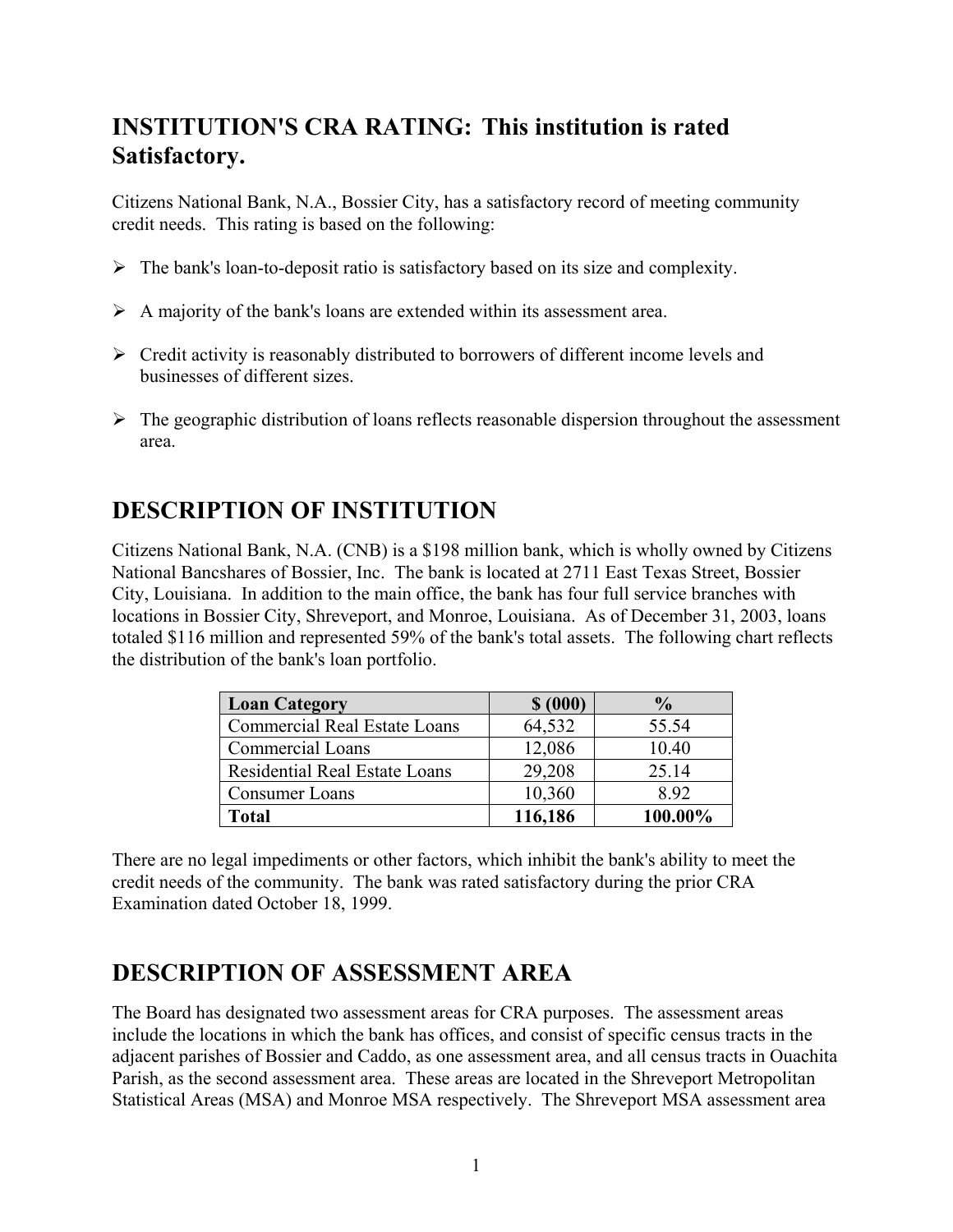# INSTITUTION'S CRA RATING: This institution is rated Satisfactory.

Citizens National Bank, N.A., Bossier City, has a satisfactory record of meeting community credit needs. This rating is based on the following:

- The bank's loan-to-deposit ratio is satisfactory based on its size and complexity.
- A majority of the bank's loans are extended within its assessment area.
- Credit activity is reasonably distributed to borrowers of different income levels and businesses of different sizes.
- The geographic distribution of loans reflects reasonable dispersion throughout the assessment area.

## DESCRIPTION OF INSTITUTION

Citizens National Bank, N.A. (CNB) is a $198 million bank, which is wholly owned by Citizens National Bancshares of Bossier, Inc. The bank is located at 2711 East Texas Street, Bossier City, Louisiana. In addition to the main office, the bank has four full service branches with locations in Bossier City, Shreveport, and Monroe, Louisiana. As of December 31, 2003, loans totaled $116 million and represented 59% of the bank's total assets. The following chart reflects the distribution of the bank's loan portfolio.

| Loan Category | $ (000) | % |
|---|---|---|
| Commercial Real Estate Loans | 64,532 | 55.54 |
| Commercial Loans | 12,086 | 10.40 |
| Residential Real Estate Loans | 29,208 | 25.14 |
| Consumer Loans | 10,360 | 8.92 |
| **Total** | **116,186** | **100.00%** |

There are no legal impediments or other factors, which inhibit the bank's ability to meet the credit needs of the community. The bank was rated satisfactory during the prior CRA Examination dated October 18, 1999.

## DESCRIPTION OF ASSESSMENT AREA

The Board has designated two assessment areas for CRA purposes. The assessment areas include the locations in which the bank has offices, and consist of specific census tracts in the adjacent parishes of Bossier and Caddo, as one assessment area, and all census tracts in Ouachita Parish, as the second assessment area. These areas are located in the Shreveport Metropolitan Statistical Areas (MSA) and Monroe MSA respectively. The Shreveport MSA assessment area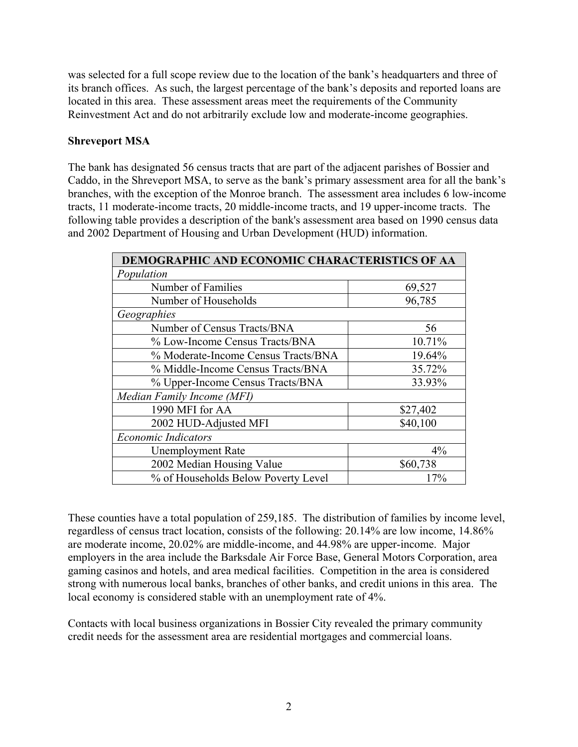was selected for a full scope review due to the location of the bank's headquarters and three of its branch offices. As such, the largest percentage of the bank's deposits and reported loans are located in this area. These assessment areas meet the requirements of the Community Reinvestment Act and do not arbitrarily exclude low and moderate-income geographies.

**Shreveport MSA**

The bank has designated 56 census tracts that are part of the adjacent parishes of Bossier and Caddo, in the Shreveport MSA, to serve as the bank's primary assessment area for all the bank's branches, with the exception of the Monroe branch. The assessment area includes 6 low-income tracts, 11 moderate-income tracts, 20 middle-income tracts, and 19 upper-income tracts. The following table provides a description of the bank's assessment area based on 1990 census data and 2002 Department of Housing and Urban Development (HUD) information.

| DEMOGRAPHIC AND ECONOMIC CHARACTERISTICS OF AA | |
|---|---|
| *Population* | |
| Number of Families | 69,527 |
| Number of Households | 96,785 |
| *Geographies* | |
| Number of Census Tracts/BNA | 56 |
| % Low-Income Census Tracts/BNA | 10.71% |
| % Moderate-Income Census Tracts/BNA | 19.64% |
| % Middle-Income Census Tracts/BNA | 35.72% |
| % Upper-Income Census Tracts/BNA | 33.93% |
| *Median Family Income (MFI)* | |
| 1990 MFI for AA | $27,402 |
| 2002 HUD-Adjusted MFI | $40,100 |
| *Economic Indicators* | |
| Unemployment Rate | 4% |
| 2002 Median Housing Value | $60,738 |
| % of Households Below Poverty Level | 17% |

These counties have a total population of 259,185. The distribution of families by income level, regardless of census tract location, consists of the following: 20.14% are low income, 14.86% are moderate income, 20.02% are middle-income, and 44.98% are upper-income. Major employers in the area include the Barksdale Air Force Base, General Motors Corporation, area gaming casinos and hotels, and area medical facilities. Competition in the area is considered strong with numerous local banks, branches of other banks, and credit unions in this area. The local economy is considered stable with an unemployment rate of 4%.

Contacts with local business organizations in Bossier City revealed the primary community credit needs for the assessment area are residential mortgages and commercial loans.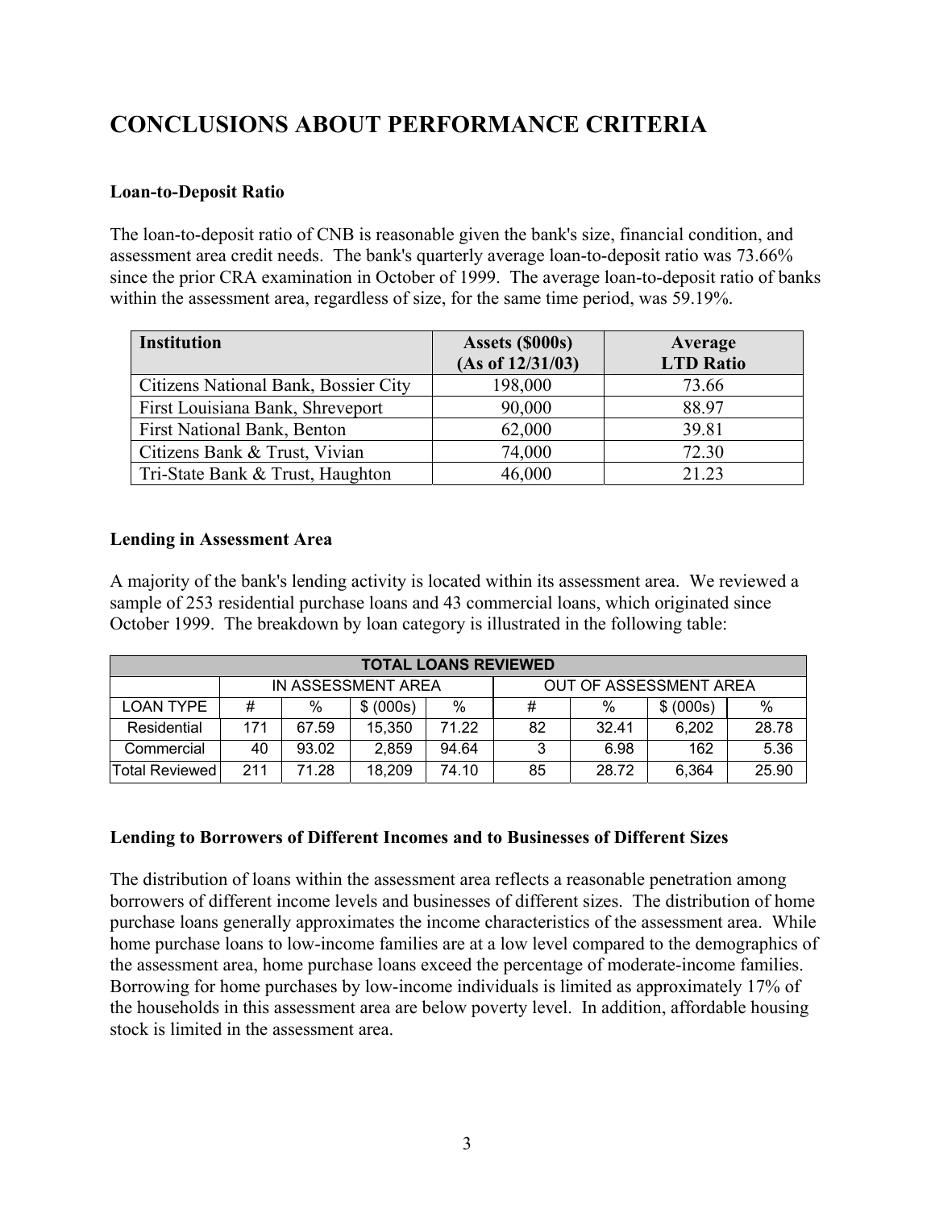# CONCLUSIONS ABOUT PERFORMANCE CRITERIA

**Loan-to-Deposit Ratio**

The loan-to-deposit ratio of CNB is reasonable given the bank's size, financial condition, and assessment area credit needs. The bank's quarterly average loan-to-deposit ratio was 73.66% since the prior CRA examination in October of 1999. The average loan-to-deposit ratio of banks within the assessment area, regardless of size, for the same time period, was 59.19%.

| Institution | Assets ($000s) (As of 12/31/03) | Average LTD Ratio |
|---|---|---|
| Citizens National Bank, Bossier City | 198,000 | 73.66 |
| First Louisiana Bank, Shreveport | 90,000 | 88.97 |
| First National Bank, Benton | 62,000 | 39.81 |
| Citizens Bank & Trust, Vivian | 74,000 | 72.30 |
| Tri-State Bank & Trust, Haughton | 46,000 | 21.23 |

**Lending in Assessment Area**

A majority of the bank's lending activity is located within its assessment area. We reviewed a sample of 253 residential purchase loans and 43 commercial loans, which originated since October 1999. The breakdown by loan category is illustrated in the following table:

| TOTAL LOANS REVIEWED | | | | | | | | |
|---|---|---|---|---|---|---|---|---|
| | IN ASSESSMENT AREA | | | | OUT OF ASSESSMENT AREA | | | |
| LOAN TYPE | # | % | $ (000s) | % | # | % | $ (000s) | % |
| Residential | 171 | 67.59 | 15,350 | 71.22 | 82 | 32.41 | 6,202 | 28.78 |
| Commercial | 40 | 93.02 | 2,859 | 94.64 | 3 | 6.98 | 162 | 5.36 |
| Total Reviewed | 211 | 71.28 | 18,209 | 74.10 | 85 | 28.72 | 6,364 | 25.90 |

**Lending to Borrowers of Different Incomes and to Businesses of Different Sizes**

The distribution of loans within the assessment area reflects a reasonable penetration among borrowers of different income levels and businesses of different sizes. The distribution of home purchase loans generally approximates the income characteristics of the assessment area. While home purchase loans to low-income families are at a low level compared to the demographics of the assessment area, home purchase loans exceed the percentage of moderate-income families. Borrowing for home purchases by low-income individuals is limited as approximately 17% of the households in this assessment area are below poverty level. In addition, affordable housing stock is limited in the assessment area.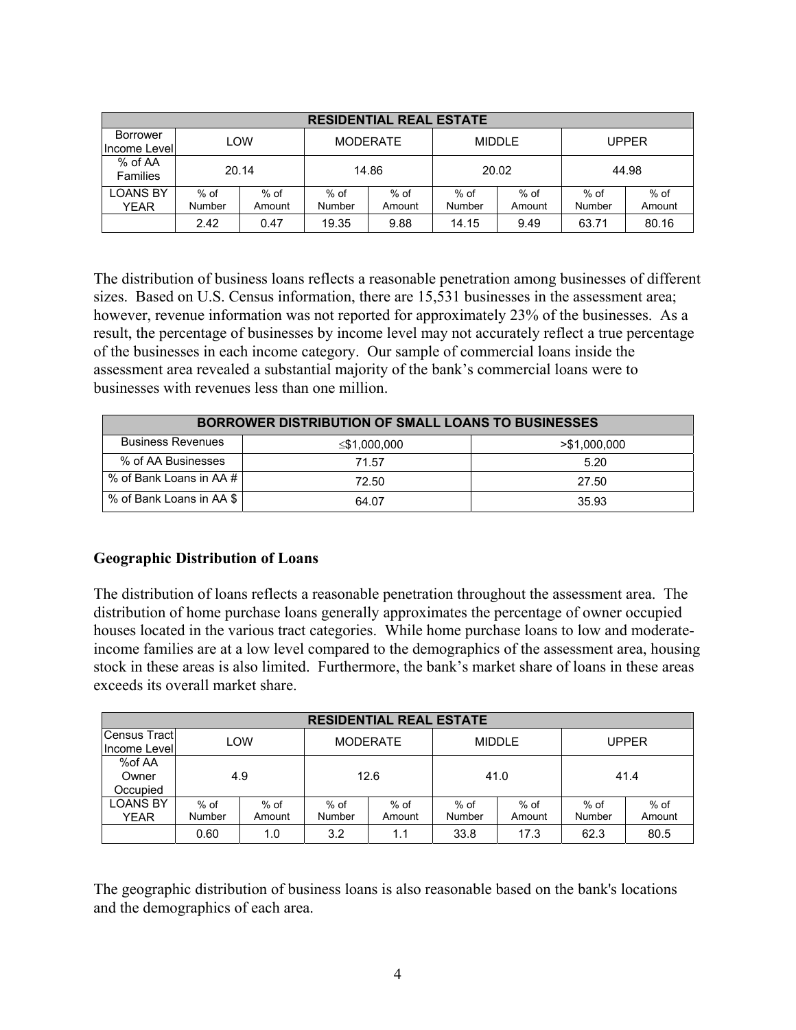| RESIDENTIAL REAL ESTATE | | | | | | | | |
|---|---|---|---|---|---|---|---|---|
| Borrower Income Level | LOW | | MODERATE | | MIDDLE | | UPPER | |
| % of AA Families | 20.14 | | 14.86 | | 20.02 | | 44.98 | |
| LOANS BY YEAR | % of Number | % of Amount | % of Number | % of Amount | % of Number | % of Amount | % of Number | % of Amount |
| | 2.42 | 0.47 | 19.35 | 9.88 | 14.15 | 9.49 | 63.71 | 80.16 |

The distribution of business loans reflects a reasonable penetration among businesses of different sizes. Based on U.S. Census information, there are 15,531 businesses in the assessment area; however, revenue information was not reported for approximately 23% of the businesses. As a result, the percentage of businesses by income level may not accurately reflect a true percentage of the businesses in each income category. Our sample of commercial loans inside the assessment area revealed a substantial majority of the bank's commercial loans were to businesses with revenues less than one million.

| BORROWER DISTRIBUTION OF SMALL LOANS TO BUSINESSES | | |
|---|---|---|
| Business Revenues | ≤$1,000,000 | >$1,000,000 |
| % of AA Businesses | 71.57 | 5.20 |
| % of Bank Loans in AA # | 72.50 | 27.50 |
| % of Bank Loans in AA $ | 64.07 | 35.93 |

### Geographic Distribution of Loans

The distribution of loans reflects a reasonable penetration throughout the assessment area. The distribution of home purchase loans generally approximates the percentage of owner occupied houses located in the various tract categories. While home purchase loans to low and moderate-income families are at a low level compared to the demographics of the assessment area, housing stock in these areas is also limited. Furthermore, the bank's market share of loans in these areas exceeds its overall market share.

| RESIDENTIAL REAL ESTATE | | | | | | | | |
|---|---|---|---|---|---|---|---|---|
| Census Tract Income Level | LOW | | MODERATE | | MIDDLE | | UPPER | |
| %of AA Owner Occupied | 4.9 | | 12.6 | | 41.0 | | 41.4 | |
| LOANS BY YEAR | % of Number | % of Amount | % of Number | % of Amount | % of Number | % of Amount | % of Number | % of Amount |
| | 0.60 | 1.0 | 3.2 | 1.1 | 33.8 | 17.3 | 62.3 | 80.5 |

The geographic distribution of business loans is also reasonable based on the bank's locations and the demographics of each area.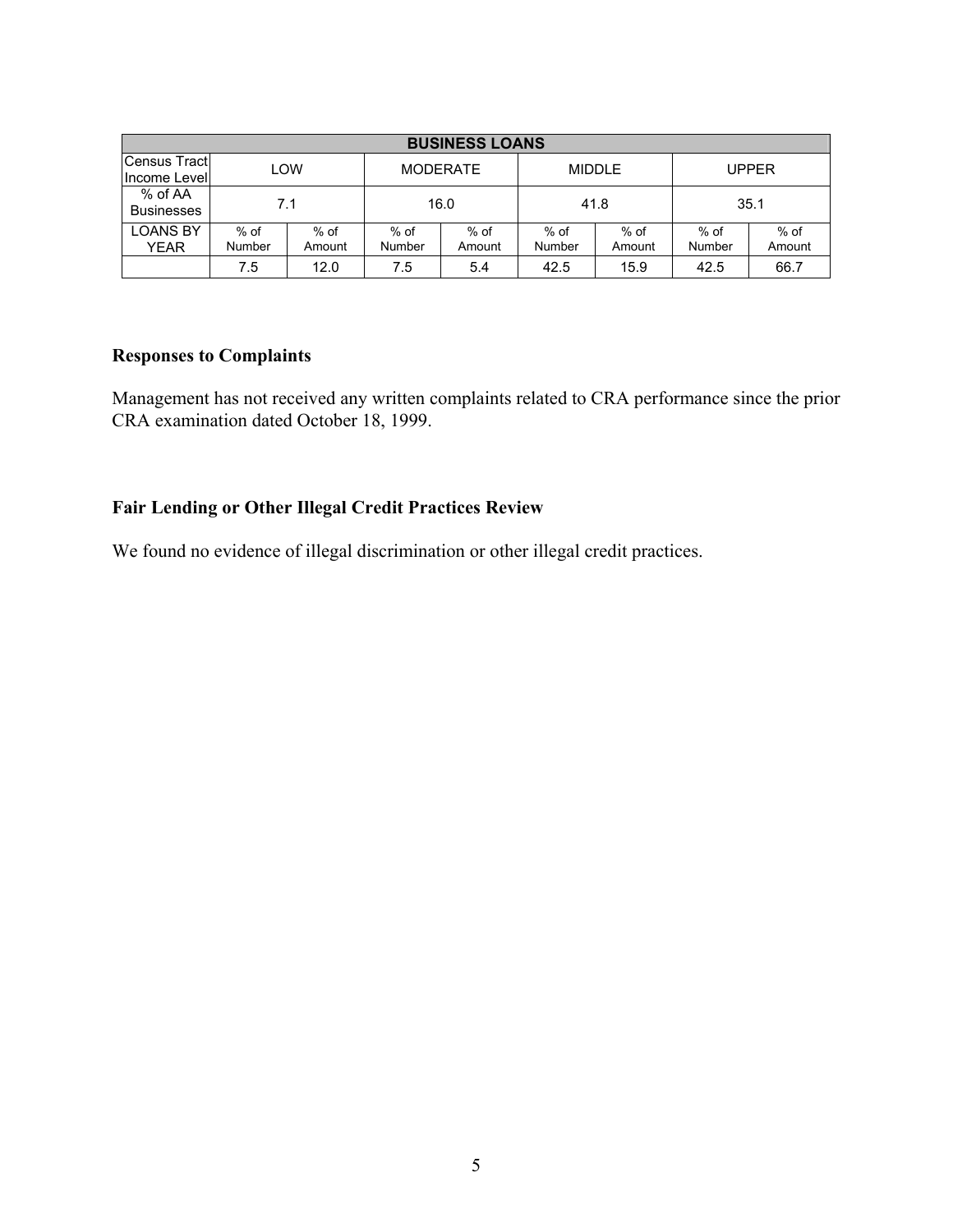| BUSINESS LOANS | | | | | | | | |
|---|---|---|---|---|---|---|---|---|
| Census Tract Income Level | LOW | | MODERATE | | MIDDLE | | UPPER | |
| % of AA Businesses | 7.1 | | 16.0 | | 41.8 | | 35.1 | |
| LOANS BY YEAR | % of Number | % of Amount | % of Number | % of Amount | % of Number | % of Amount | % of Number | % of Amount |
| | 7.5 | 12.0 | 7.5 | 5.4 | 42.5 | 15.9 | 42.5 | 66.7 |

### Responses to Complaints

Management has not received any written complaints related to CRA performance since the prior CRA examination dated October 18, 1999.

### Fair Lending or Other Illegal Credit Practices Review

We found no evidence of illegal discrimination or other illegal credit practices.